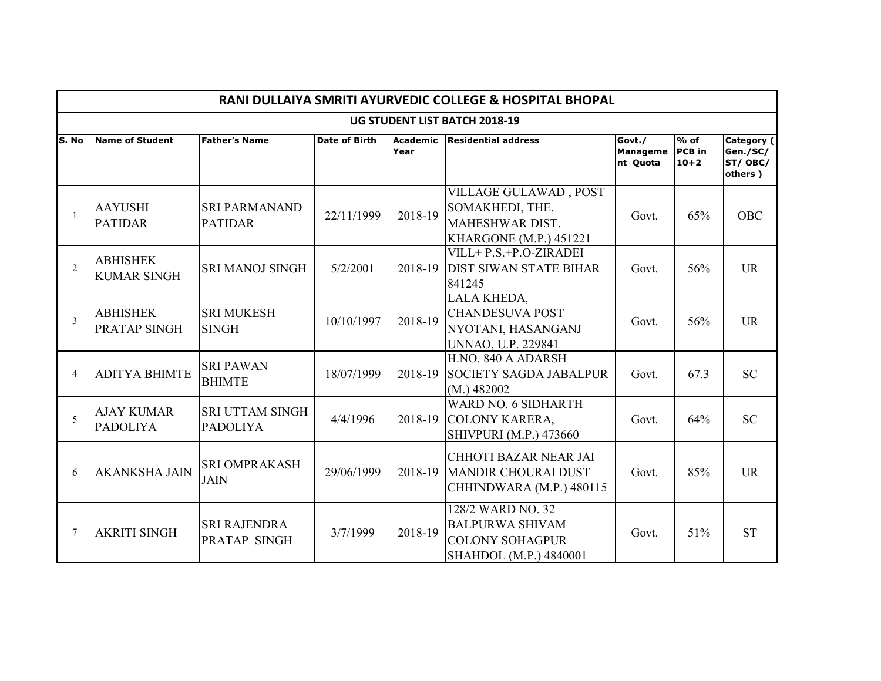# RANI DULLAIYA SMRITI AYURVEDIC COLLEGE & HOSPITAL BHOPAL

## UG STUDENT LIST BATCH 2018-19

| S. No | Name of Student | Father's Name | Date of Birth | Academic Year | Residential address | Govt./ Management Quota | % of PCB in 10+2 | Category ( Gen./SC/ ST/ OBC/ others ) |
|---|---|---|---|---|---|---|---|---|
| 1 | AAYUSHI PATIDAR | SRI PARMANAND PATIDAR | 22/11/1999 | 2018-19 | VILLAGE GULAWAD , POST SOMAKHEDI, THE. MAHESHWAR DIST. KHARGONE (M.P.) 451221 | Govt. | 65% | OBC |
| 2 | ABHISHEK KUMAR SINGH | SRI MANOJ SINGH | 5/2/2001 | 2018-19 | VILL+ P.S.+P.O-ZIRADEI DIST SIWAN STATE BIHAR 841245 | Govt. | 56% | UR |
| 3 | ABHISHEK PRATAP SINGH | SRI MUKESH SINGH | 10/10/1997 | 2018-19 | LALA KHEDA, CHANDESUVA POST NYOTANI, HASANGANJ UNNAO, U.P. 229841 | Govt. | 56% | UR |
| 4 | ADITYA BHIMTE | SRI PAWAN BHIMTE | 18/07/1999 | 2018-19 | H.NO. 840 A ADARSH SOCIETY SAGDA JABALPUR (M.) 482002 | Govt. | 67.3 | SC |
| 5 | AJAY KUMAR PADOLIYA | SRI UTTAM SINGH PADOLIYA | 4/4/1996 | 2018-19 | WARD NO. 6 SIDHARTH COLONY KARERA, SHIVPURI (M.P.) 473660 | Govt. | 64% | SC |
| 6 | AKANKSHA JAIN | SRI OMPRAKASH JAIN | 29/06/1999 | 2018-19 | CHHOTI BAZAR NEAR JAI MANDIR CHOURAI DUST CHHINDWARA (M.P.) 480115 | Govt. | 85% | UR |
| 7 | AKRITI SINGH | SRI RAJENDRA PRATAP SINGH | 3/7/1999 | 2018-19 | 128/2 WARD NO. 32 BALPURWA SHIVAM COLONY SOHAGPUR SHAHDOL (M.P.) 4840001 | Govt. | 51% | ST |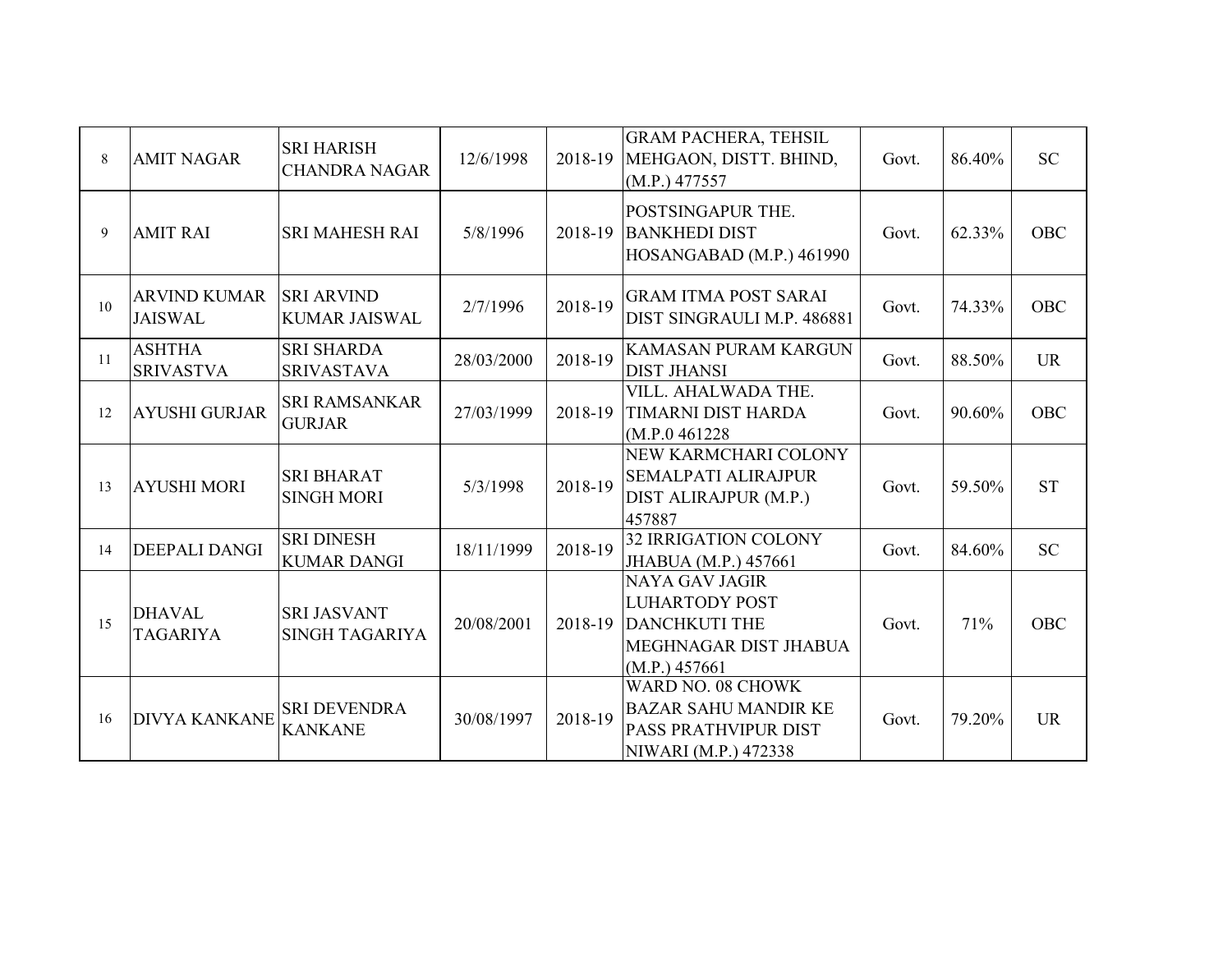| | | | | | | | | |
|---|---|---|---|---|---|---|---|---|
| 8 | AMIT NAGAR | SRI HARISH CHANDRA NAGAR | 12/6/1998 | 2018-19 | GRAM PACHERA, TEHSIL MEHGAON, DISTT. BHIND, (M.P.) 477557 | Govt. | 86.40% | SC |
| 9 | AMIT RAI | SRI MAHESH RAI | 5/8/1996 | 2018-19 | POSTSINGAPUR THE. BANKHEDI DIST HOSANGABAD (M.P.) 461990 | Govt. | 62.33% | OBC |
| 10 | ARVIND KUMAR JAISWAL | SRI ARVIND KUMAR JAISWAL | 2/7/1996 | 2018-19 | GRAM ITMA POST SARAI DIST SINGRAULI M.P. 486881 | Govt. | 74.33% | OBC |
| 11 | ASHTHA SRIVASTVA | SRI SHARDA SRIVASTAVA | 28/03/2000 | 2018-19 | KAMASAN PURAM KARGUN DIST JHANSI | Govt. | 88.50% | UR |
| 12 | AYUSHI GURJAR | SRI RAMSANKAR GURJAR | 27/03/1999 | 2018-19 | VILL. AHALWADA THE. TIMARNI DIST HARDA (M.P.0 461228 | Govt. | 90.60% | OBC |
| 13 | AYUSHI MORI | SRI BHARAT SINGH MORI | 5/3/1998 | 2018-19 | NEW KARMCHARI COLONY SEMALPATI ALIRAJPUR DIST ALIRAJPUR (M.P.) 457887 | Govt. | 59.50% | ST |
| 14 | DEEPALI DANGI | SRI DINESH KUMAR DANGI | 18/11/1999 | 2018-19 | 32 IRRIGATION COLONY JHABUA (M.P.) 457661 | Govt. | 84.60% | SC |
| 15 | DHAVAL TAGARIYA | SRI JASVANT SINGH TAGARIYA | 20/08/2001 | 2018-19 | NAYA GAV JAGIR LUHARTODY POST DANCHKUTI THE MEGHNAGAR DIST JHABUA (M.P.) 457661 | Govt. | 71% | OBC |
| 16 | DIVYA KANKANE | SRI DEVENDRA KANKANE | 30/08/1997 | 2018-19 | WARD NO. 08 CHOWK BAZAR SAHU MANDIR KE PASS PRATHVIPUR DIST NIWARI (M.P.) 472338 | Govt. | 79.20% | UR |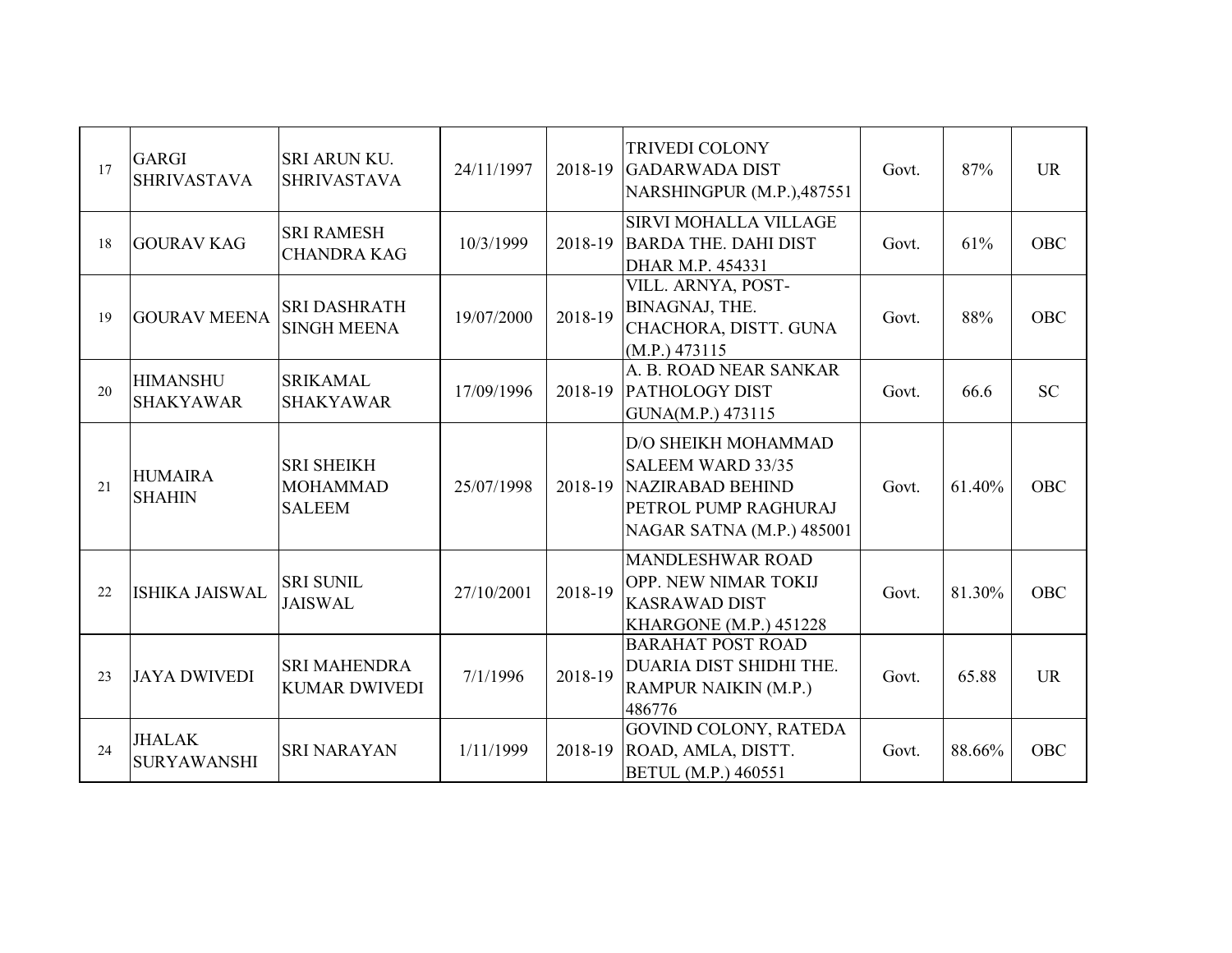| 17 | GARGI SHRIVASTAVA | SRI ARUN KU. SHRIVASTAVA | 24/11/1997 | 2018-19 | TRIVEDI COLONY GADARWADA DIST NARSHINGPUR (M.P.),487551 | Govt. | 87% | UR |
|---|---|---|---|---|---|---|---|---|
| 18 | GOURAV KAG | SRI RAMESH CHANDRA KAG | 10/3/1999 | 2018-19 | SIRVI MOHALLA VILLAGE BARDA THE. DAHI DIST DHAR M.P. 454331 | Govt. | 61% | OBC |
| 19 | GOURAV MEENA | SRI DASHRATH SINGH MEENA | 19/07/2000 | 2018-19 | VILL. ARNYA, POST-BINAGNAJ, THE. CHACHORA, DISTT. GUNA (M.P.) 473115 | Govt. | 88% | OBC |
| 20 | HIMANSHU SHAKYAWAR | SRIKAMAL SHAKYAWAR | 17/09/1996 | 2018-19 | A. B. ROAD NEAR SANKAR PATHOLOGY DIST GUNA(M.P.) 473115 | Govt. | 66.6 | SC |
| 21 | HUMAIRA SHAHIN | SRI SHEIKH MOHAMMAD SALEEM | 25/07/1998 | 2018-19 | D/O SHEIKH MOHAMMAD SALEEM WARD 33/35 NAZIRABAD BEHIND PETROL PUMP RAGHURAJ NAGAR SATNA (M.P.) 485001 | Govt. | 61.40% | OBC |
| 22 | ISHIKA JAISWAL | SRI SUNIL JAISWAL | 27/10/2001 | 2018-19 | MANDLESHWAR ROAD OPP. NEW NIMAR TOKIJ KASRAWAD DIST KHARGONE (M.P.) 451228 | Govt. | 81.30% | OBC |
| 23 | JAYA DWIVEDI | SRI MAHENDRA KUMAR DWIVEDI | 7/1/1996 | 2018-19 | BARAHAT POST ROAD DUARIA DIST SHIDHI THE. RAMPUR NAIKIN (M.P.) 486776 | Govt. | 65.88 | UR |
| 24 | JHALAK SURYAWANSHI | SRI NARAYAN | 1/11/1999 | 2018-19 | GOVIND COLONY, RATEDA ROAD, AMLA, DISTT. BETUL (M.P.) 460551 | Govt. | 88.66% | OBC |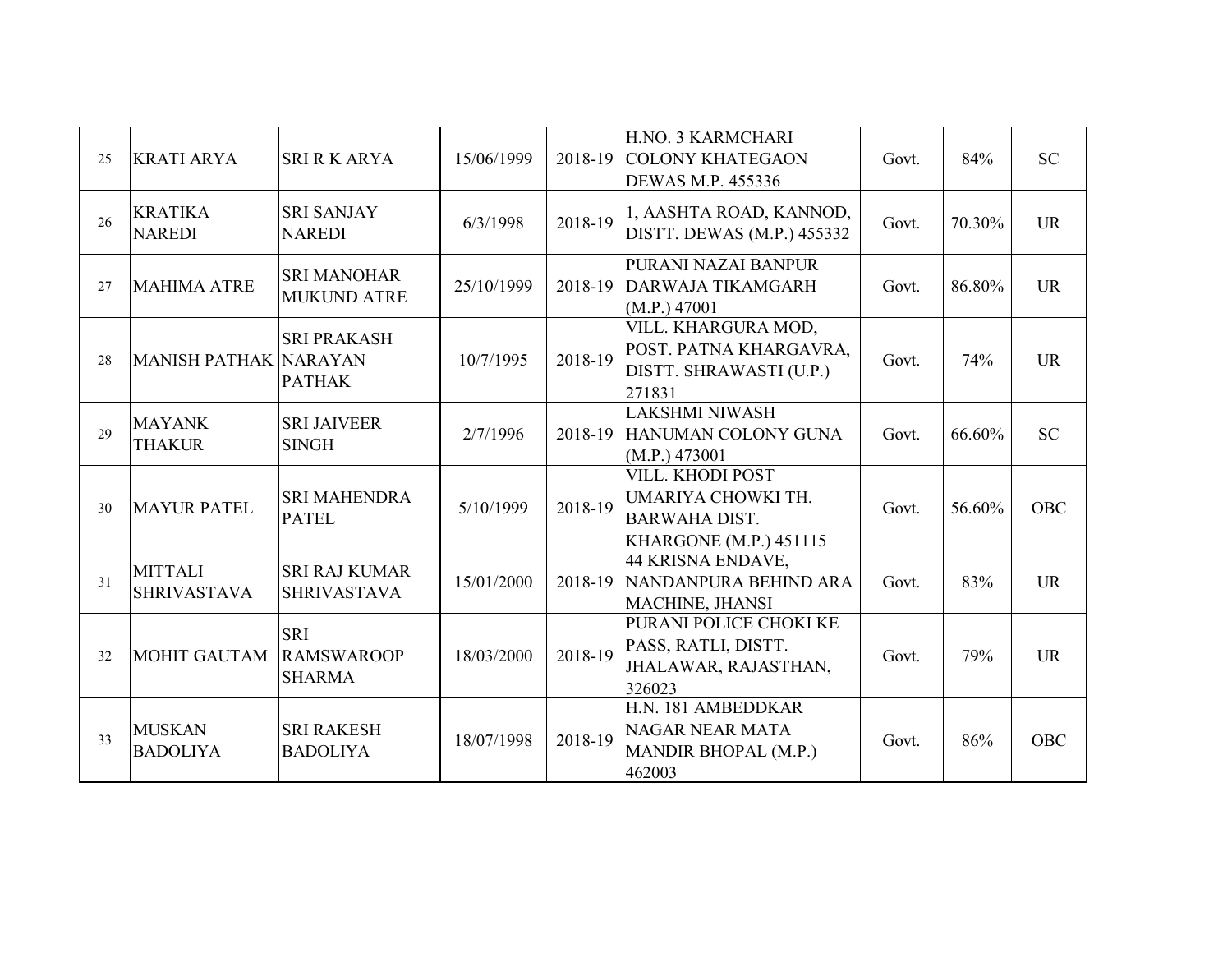| | | | | | | | | |
|---|---|---|---|---|---|---|---|---|
| 25 | KRATI ARYA | SRI R K ARYA | 15/06/1999 | 2018-19 | H.NO. 3 KARMCHARI COLONY KHATEGAON DEWAS M.P. 455336 | Govt. | 84% | SC |
| 26 | KRATIKA NAREDI | SRI SANJAY NAREDI | 6/3/1998 | 2018-19 | 1, AASHTA ROAD, KANNOD, DISTT. DEWAS (M.P.) 455332 | Govt. | 70.30% | UR |
| 27 | MAHIMA ATRE | SRI MANOHAR MUKUND ATRE | 25/10/1999 | 2018-19 | PURANI NAZAI BANPUR DARWAJA TIKAMGARH (M.P.) 47001 | Govt. | 86.80% | UR |
| 28 | MANISH PATHAK | SRI PRAKASH NARAYAN PATHAK | 10/7/1995 | 2018-19 | VILL. KHARGURA MOD, POST. PATNA KHARGAVRA, DISTT. SHRAWASTI (U.P.) 271831 | Govt. | 74% | UR |
| 29 | MAYANK THAKUR | SRI JAIVEER SINGH | 2/7/1996 | 2018-19 | LAKSHMI NIWASH HANUMAN COLONY GUNA (M.P.) 473001 | Govt. | 66.60% | SC |
| 30 | MAYUR PATEL | SRI MAHENDRA PATEL | 5/10/1999 | 2018-19 | VILL. KHODI POST UMARIYA CHOWKI TH. BARWAHA DIST. KHARGONE (M.P.) 451115 | Govt. | 56.60% | OBC |
| 31 | MITTALI SHRIVASTAVA | SRI RAJ KUMAR SHRIVASTAVA | 15/01/2000 | 2018-19 | 44 KRISNA ENDAVE, NANDANPURA BEHIND ARA MACHINE, JHANSI | Govt. | 83% | UR |
| 32 | MOHIT GAUTAM | SRI RAMSWAROOP SHARMA | 18/03/2000 | 2018-19 | PURANI POLICE CHOKI KE PASS, RATLI, DISTT. JHALAWAR, RAJASTHAN, 326023 | Govt. | 79% | UR |
| 33 | MUSKAN BADOLIYA | SRI RAKESH BADOLIYA | 18/07/1998 | 2018-19 | H.N. 181 AMBEDDKAR NAGAR NEAR MATA MANDIR BHOPAL (M.P.) 462003 | Govt. | 86% | OBC |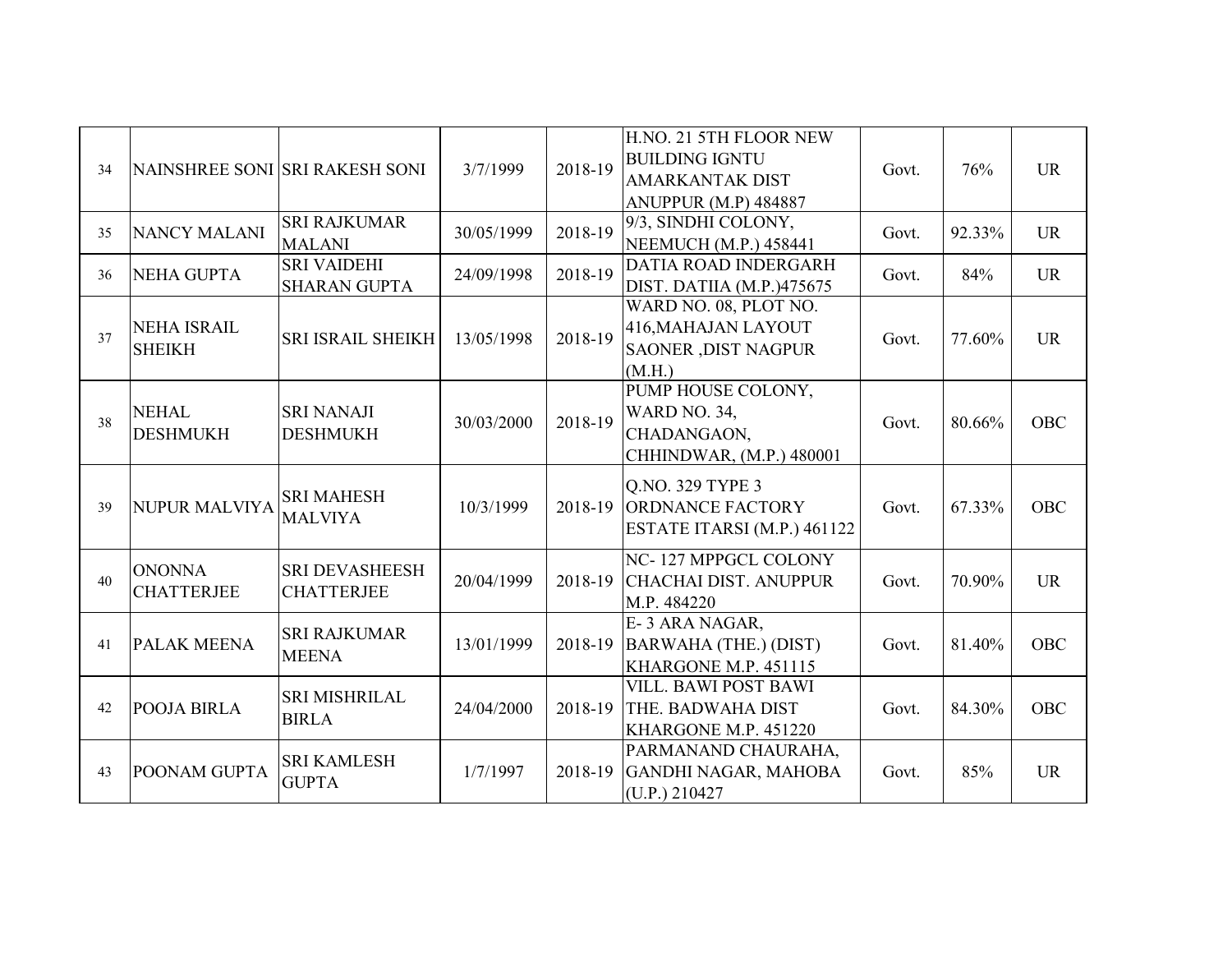| | | | | | | | | |
|---|---|---|---|---|---|---|---|---|
| 34 | NAINSHREE SONI | SRI RAKESH SONI | 3/7/1999 | 2018-19 | H.NO. 21 5TH FLOOR NEW BUILDING IGNTU AMARKANTAK DIST ANUPPUR (M.P) 484887 | Govt. | 76% | UR |
| 35 | NANCY MALANI | SRI RAJKUMAR MALANI | 30/05/1999 | 2018-19 | 9/3, SINDHI COLONY, NEEMUCH (M.P.) 458441 | Govt. | 92.33% | UR |
| 36 | NEHA GUPTA | SRI VAIDEHI SHARAN GUPTA | 24/09/1998 | 2018-19 | DATIA ROAD INDERGARH DIST. DATIIA (M.P.)475675 | Govt. | 84% | UR |
| 37 | NEHA ISRAIL SHEIKH | SRI ISRAIL SHEIKH | 13/05/1998 | 2018-19 | WARD NO. 08, PLOT NO. 416,MAHAJAN LAYOUT SAONER ,DIST NAGPUR (M.H.) | Govt. | 77.60% | UR |
| 38 | NEHAL DESHMUKH | SRI NANAJI DESHMUKH | 30/03/2000 | 2018-19 | PUMP HOUSE COLONY, WARD NO. 34, CHADANGAON, CHHINDWAR, (M.P.) 480001 | Govt. | 80.66% | OBC |
| 39 | NUPUR MALVIYA | SRI MAHESH MALVIYA | 10/3/1999 | 2018-19 | Q.NO. 329 TYPE 3 ORDNANCE FACTORY ESTATE ITARSI (M.P.) 461122 | Govt. | 67.33% | OBC |
| 40 | ONONNA CHATTERJEE | SRI DEVASHEESH CHATTERJEE | 20/04/1999 | 2018-19 | NC- 127 MPPGCL COLONY CHACHAI DIST. ANUPPUR M.P. 484220 | Govt. | 70.90% | UR |
| 41 | PALAK MEENA | SRI RAJKUMAR MEENA | 13/01/1999 | 2018-19 | E- 3 ARA NAGAR, BARWAHA (THE.) (DIST) KHARGONE M.P. 451115 | Govt. | 81.40% | OBC |
| 42 | POOJA BIRLA | SRI MISHRILAL BIRLA | 24/04/2000 | 2018-19 | VILL. BAWI POST BAWI THE. BADWAHA DIST KHARGONE M.P. 451220 | Govt. | 84.30% | OBC |
| 43 | POONAM GUPTA | SRI KAMLESH GUPTA | 1/7/1997 | 2018-19 | PARMANAND CHAURAHA, GANDHI NAGAR, MAHOBA (U.P.) 210427 | Govt. | 85% | UR |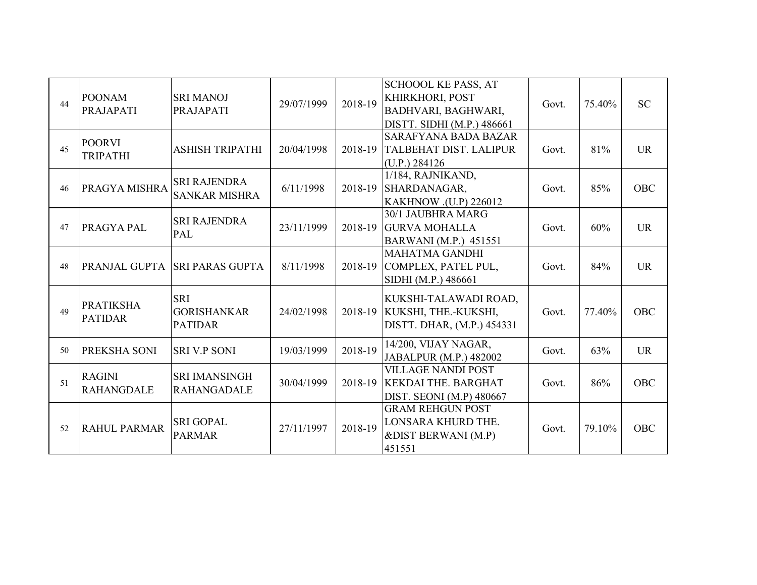| | | | | | | | | |
|---|---|---|---|---|---|---|---|---|
| 44 | POONAM PRAJAPATI | SRI MANOJ PRAJAPATI | 29/07/1999 | 2018-19 | SCHOOOL KE PASS, AT KHIRKHORI, POST BADHVARI, BAGHWARI, DISTT. SIDHI (M.P.) 486661 | Govt. | 75.40% | SC |
| 45 | POORVI TRIPATHI | ASHISH TRIPATHI | 20/04/1998 | 2018-19 | SARAFYANA BADA BAZAR TALBEHAT DIST. LALIPUR (U.P.) 284126 | Govt. | 81% | UR |
| 46 | PRAGYA MISHRA | SRI RAJENDRA SANKAR MISHRA | 6/11/1998 | 2018-19 | 1/184, RAJNIKAND, SHARDANAGAR, KAKHNOW .(U.P) 226012 | Govt. | 85% | OBC |
| 47 | PRAGYA PAL | SRI RAJENDRA PAL | 23/11/1999 | 2018-19 | 30/1 JAUBHRA MARG GURVA MOHALLA BARWANI (M.P.) 451551 | Govt. | 60% | UR |
| 48 | PRANJAL GUPTA | SRI PARAS GUPTA | 8/11/1998 | 2018-19 | MAHATMA GANDHI COMPLEX, PATEL PUL, SIDHI (M.P.) 486661 | Govt. | 84% | UR |
| 49 | PRATIKSHA PATIDAR | SRI GORISHANKAR PATIDAR | 24/02/1998 | 2018-19 | KUKSHI-TALAWADI ROAD, KUKSHI, THE.-KUKSHI, DISTT. DHAR, (M.P.) 454331 | Govt. | 77.40% | OBC |
| 50 | PREKSHA SONI | SRI V.P SONI | 19/03/1999 | 2018-19 | 14/200, VIJAY NAGAR, JABALPUR (M.P.) 482002 | Govt. | 63% | UR |
| 51 | RAGINI RAHANGDALE | SRI IMANSINGH RAHANGADALE | 30/04/1999 | 2018-19 | VILLAGE NANDI POST KEKDAI THE. BARGHAT DIST. SEONI (M.P) 480667 | Govt. | 86% | OBC |
| 52 | RAHUL PARMAR | SRI GOPAL PARMAR | 27/11/1997 | 2018-19 | GRAM REHGUN POST LONSARA KHURD THE. &DIST BERWANI (M.P) 451551 | Govt. | 79.10% | OBC |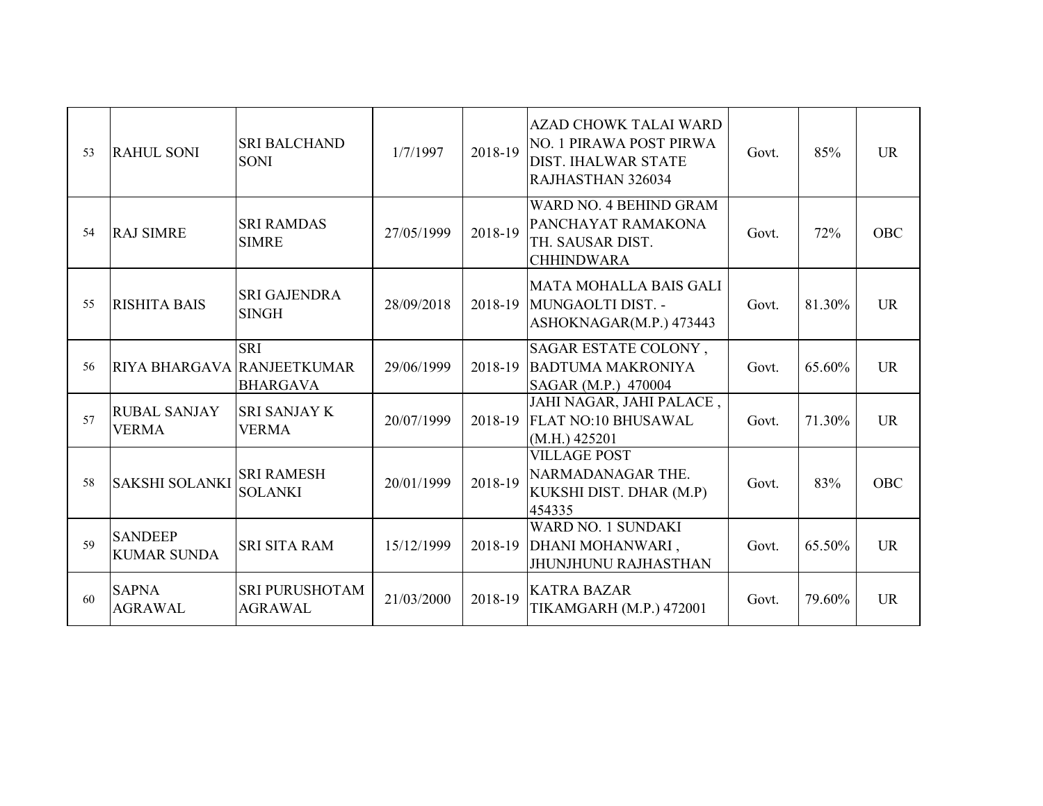| | | | | | | | | |
|---|---|---|---|---|---|---|---|---|
| 53 | RAHUL SONI | SRI BALCHAND SONI | 1/7/1997 | 2018-19 | AZAD CHOWK TALAI WARD NO. 1 PIRAWA POST PIRWA DIST. IHALWAR STATE RAJHASTHAN 326034 | Govt. | 85% | UR |
| 54 | RAJ SIMRE | SRI RAMDAS SIMRE | 27/05/1999 | 2018-19 | WARD NO. 4 BEHIND GRAM PANCHAYAT RAMAKONA TH. SAUSAR DIST. CHHINDWARA | Govt. | 72% | OBC |
| 55 | RISHITA BAIS | SRI GAJENDRA SINGH | 28/09/2018 | 2018-19 | MATA MOHALLA BAIS GALI MUNGAOLTI DIST. - ASHOKNAGAR(M.P.) 473443 | Govt. | 81.30% | UR |
| 56 | RIYA BHARGAVA | SRI RANJEETKUMAR BHARGAVA | 29/06/1999 | 2018-19 | SAGAR ESTATE COLONY , BADTUMA MAKRONIYA SAGAR (M.P.) 470004 | Govt. | 65.60% | UR |
| 57 | RUBAL SANJAY VERMA | SRI SANJAY K VERMA | 20/07/1999 | 2018-19 | JAHI NAGAR, JAHI PALACE , FLAT NO:10 BHUSAWAL (M.H.) 425201 | Govt. | 71.30% | UR |
| 58 | SAKSHI SOLANKI | SRI RAMESH SOLANKI | 20/01/1999 | 2018-19 | VILLAGE POST NARMADANAGAR THE. KUKSHI DIST. DHAR (M.P) 454335 | Govt. | 83% | OBC |
| 59 | SANDEEP KUMAR SUNDA | SRI SITA RAM | 15/12/1999 | 2018-19 | WARD NO. 1 SUNDAKI DHANI MOHANWARI , JHUNJHUNU RAJHASTHAN | Govt. | 65.50% | UR |
| 60 | SAPNA AGRAWAL | SRI PURUSHOTAM AGRAWAL | 21/03/2000 | 2018-19 | KATRA BAZAR TIKAMGARH (M.P.) 472001 | Govt. | 79.60% | UR |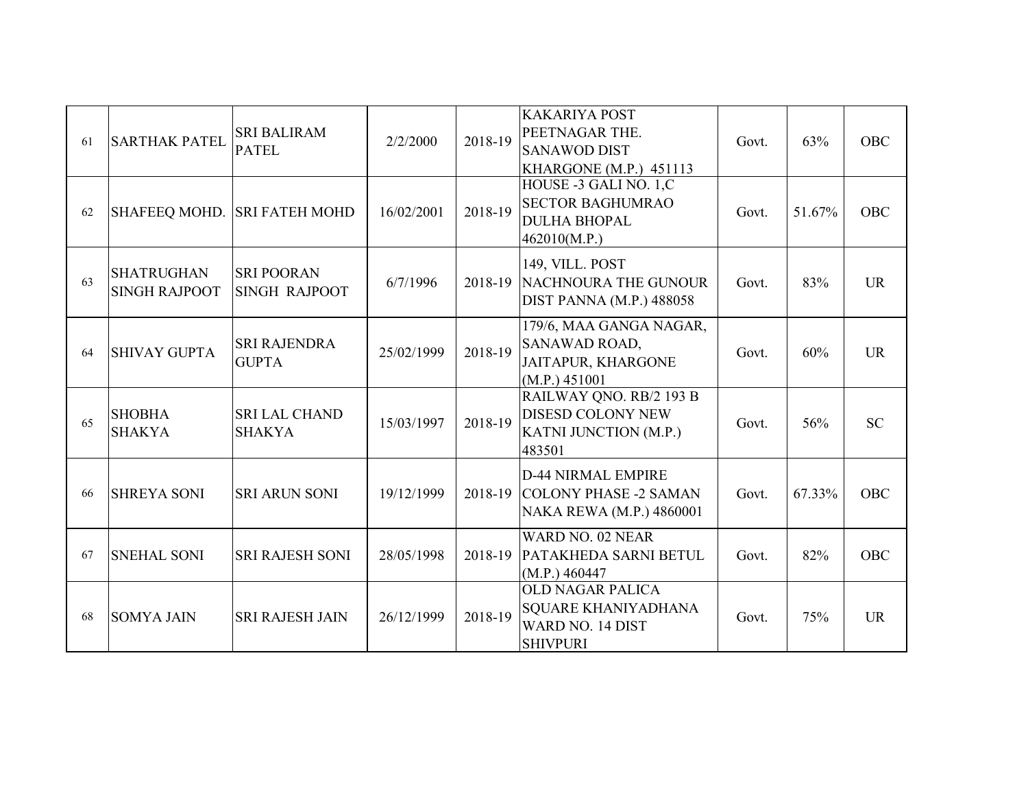| | | | | | | | | |
|---|---|---|---|---|---|---|---|---|
| 61 | SARTHAK PATEL | SRI BALIRAM PATEL | 2/2/2000 | 2018-19 | KAKARIYA POST PEETNAGAR THE. SANAWOD DIST KHARGONE (M.P.) 451113 | Govt. | 63% | OBC |
| 62 | SHAFEEQ MOHD. | SRI FATEH MOHD | 16/02/2001 | 2018-19 | HOUSE -3 GALI NO. 1,C SECTOR BAGHUMRAO DULHA BHOPAL 462010(M.P.) | Govt. | 51.67% | OBC |
| 63 | SHATRUGHAN SINGH RAJPOOT | SRI POORAN SINGH RAJPOOT | 6/7/1996 | 2018-19 | 149, VILL. POST NACHNOURA THE GUNOUR DIST PANNA (M.P.) 488058 | Govt. | 83% | UR |
| 64 | SHIVAY GUPTA | SRI RAJENDRA GUPTA | 25/02/1999 | 2018-19 | 179/6, MAA GANGA NAGAR, SANAWAD ROAD, JAITAPUR, KHARGONE (M.P.) 451001 | Govt. | 60% | UR |
| 65 | SHOBHA SHAKYA | SRI LAL CHAND SHAKYA | 15/03/1997 | 2018-19 | RAILWAY QNO. RB/2 193 B DISESD COLONY NEW KATNI JUNCTION (M.P.) 483501 | Govt. | 56% | SC |
| 66 | SHREYA SONI | SRI ARUN SONI | 19/12/1999 | 2018-19 | D-44 NIRMAL EMPIRE COLONY PHASE -2 SAMAN NAKA REWA (M.P.) 4860001 | Govt. | 67.33% | OBC |
| 67 | SNEHAL SONI | SRI RAJESH SONI | 28/05/1998 | 2018-19 | WARD NO. 02 NEAR PATAKHEDA SARNI BETUL (M.P.) 460447 | Govt. | 82% | OBC |
| 68 | SOMYA JAIN | SRI RAJESH JAIN | 26/12/1999 | 2018-19 | OLD NAGAR PALICA SQUARE KHANIYADHANA WARD NO. 14 DIST SHIVPURI | Govt. | 75% | UR |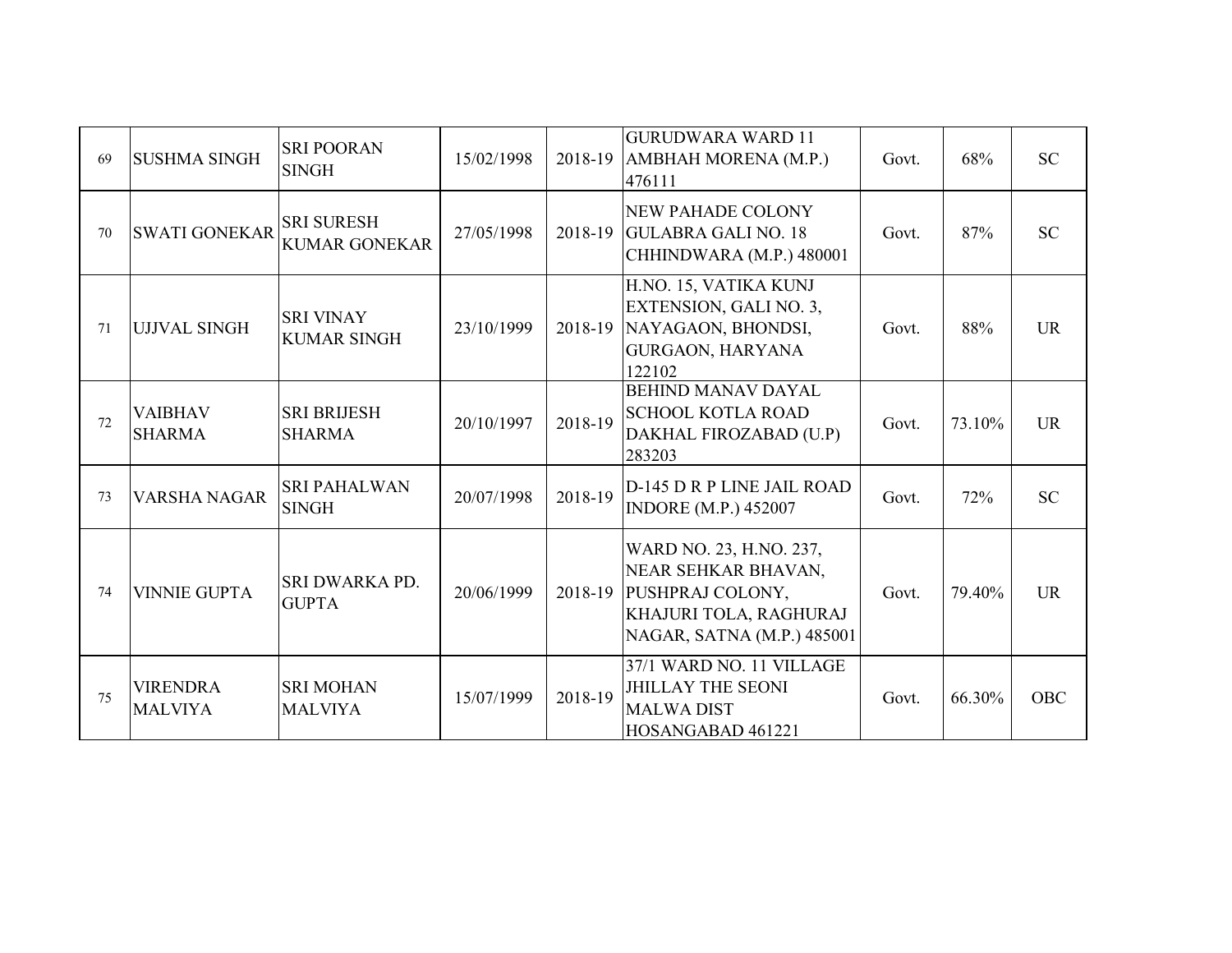| | | | | | | | | |
|---|---|---|---|---|---|---|---|---|
| 69 | SUSHMA SINGH | SRI POORAN SINGH | 15/02/1998 | 2018-19 | GURUDWARA WARD 11 AMBHAH MORENA (M.P.) 476111 | Govt. | 68% | SC |
| 70 | SWATI GONEKAR | SRI SURESH KUMAR GONEKAR | 27/05/1998 | 2018-19 | NEW PAHADE COLONY GULABRA GALI NO. 18 CHHINDWARA (M.P.) 480001 | Govt. | 87% | SC |
| 71 | UJJVAL SINGH | SRI VINAY KUMAR SINGH | 23/10/1999 | 2018-19 | H.NO. 15, VATIKA KUNJ EXTENSION, GALI NO. 3, NAYAGAON, BHONDSI, GURGAON, HARYANA 122102 | Govt. | 88% | UR |
| 72 | VAIBHAV SHARMA | SRI BRIJESH SHARMA | 20/10/1997 | 2018-19 | BEHIND MANAV DAYAL SCHOOL KOTLA ROAD DAKHAL FIROZABAD (U.P) 283203 | Govt. | 73.10% | UR |
| 73 | VARSHA NAGAR | SRI PAHALWAN SINGH | 20/07/1998 | 2018-19 | D-145 D R P LINE JAIL ROAD INDORE (M.P.) 452007 | Govt. | 72% | SC |
| 74 | VINNIE GUPTA | SRI DWARKA PD. GUPTA | 20/06/1999 | 2018-19 | WARD NO. 23, H.NO. 237, NEAR SEHKAR BHAVAN, PUSHPRAJ COLONY, KHAJURI TOLA, RAGHURAJ NAGAR, SATNA (M.P.) 485001 | Govt. | 79.40% | UR |
| 75 | VIRENDRA MALVIYA | SRI MOHAN MALVIYA | 15/07/1999 | 2018-19 | 37/1 WARD NO. 11 VILLAGE JHILLAY THE SEONI MALWA DIST HOSANGABAD 461221 | Govt. | 66.30% | OBC |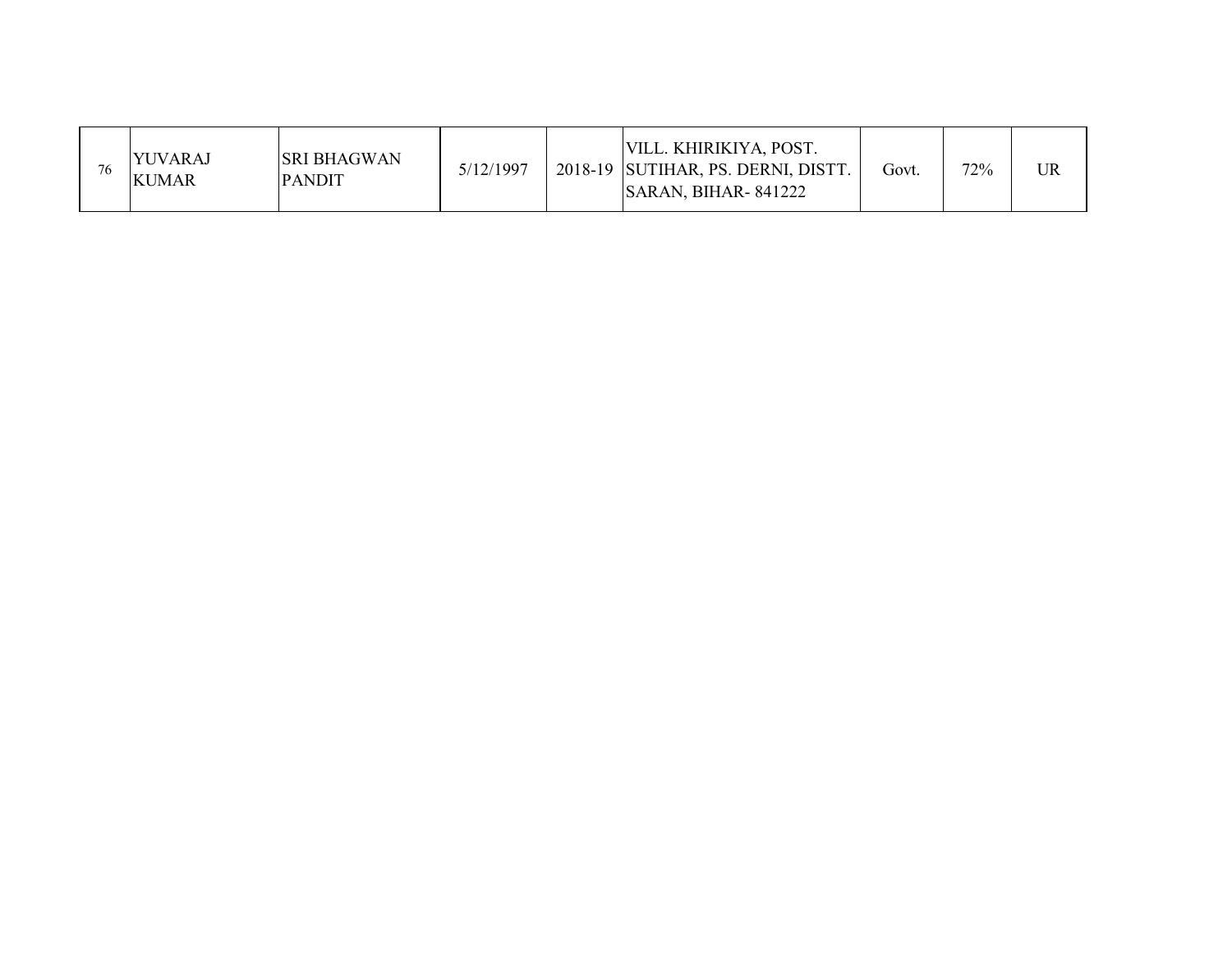| | | | | | | | | |
|---|---|---|---|---|---|---|---|---|
| 76 | YUVARAJ KUMAR | SRI BHAGWAN PANDIT | 5/12/1997 | 2018-19 | VILL. KHIRIKIYA, POST. SUTIHAR, PS. DERNI, DISTT. SARAN, BIHAR- 841222 | Govt. | 72% | UR |